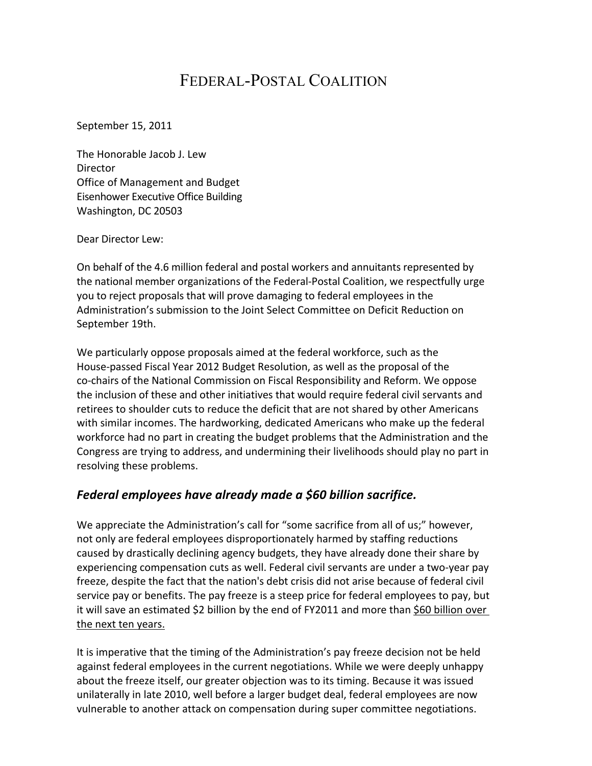# FEDERAL-POSTAL COALITION

September 15, 2011

The Honorable Jacob J. Lew
Director
Office of Management and Budget
Eisenhower Executive Office Building
Washington, DC 20503

Dear Director Lew:

On behalf of the 4.6 million federal and postal workers and annuitants represented by the national member organizations of the Federal-Postal Coalition, we respectfully urge you to reject proposals that will prove damaging to federal employees in the Administration's submission to the Joint Select Committee on Deficit Reduction on September 19th.

We particularly oppose proposals aimed at the federal workforce, such as the House-passed Fiscal Year 2012 Budget Resolution, as well as the proposal of the co-chairs of the National Commission on Fiscal Responsibility and Reform. We oppose the inclusion of these and other initiatives that would require federal civil servants and retirees to shoulder cuts to reduce the deficit that are not shared by other Americans with similar incomes. The hardworking, dedicated Americans who make up the federal workforce had no part in creating the budget problems that the Administration and the Congress are trying to address, and undermining their livelihoods should play no part in resolving these problems.

## *Federal employees have already made a $60 billion sacrifice.*

We appreciate the Administration's call for "some sacrifice from all of us;" however, not only are federal employees disproportionately harmed by staffing reductions caused by drastically declining agency budgets, they have already done their share by experiencing compensation cuts as well. Federal civil servants are under a two-year pay freeze, despite the fact that the nation's debt crisis did not arise because of federal civil service pay or benefits. The pay freeze is a steep price for federal employees to pay, but it will save an estimated $2 billion by the end of FY2011 and more than $60 billion over the next ten years.

It is imperative that the timing of the Administration's pay freeze decision not be held against federal employees in the current negotiations. While we were deeply unhappy about the freeze itself, our greater objection was to its timing. Because it was issued unilaterally in late 2010, well before a larger budget deal, federal employees are now vulnerable to another attack on compensation during super committee negotiations.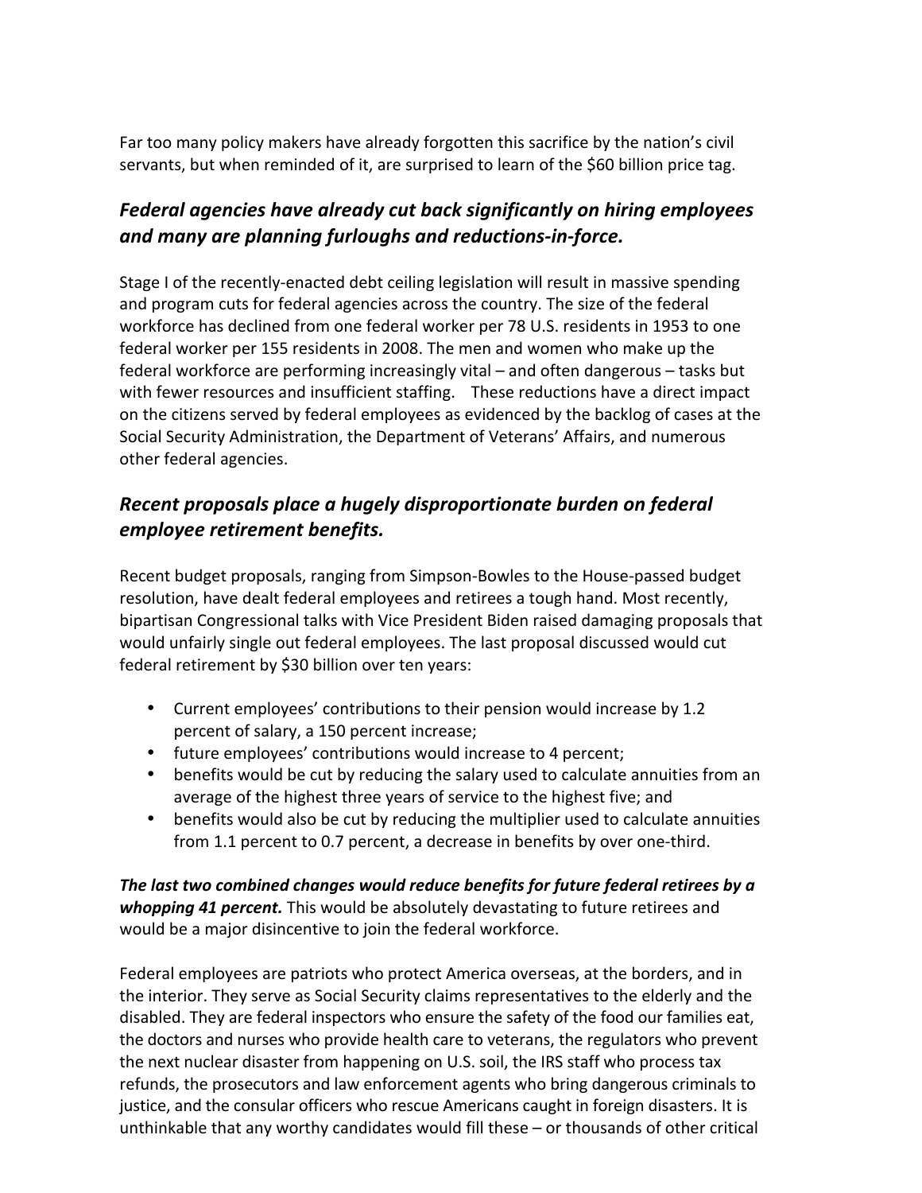Far too many policy makers have already forgotten this sacrifice by the nation's civil servants, but when reminded of it, are surprised to learn of the $60 billion price tag.

### *Federal agencies have already cut back significantly on hiring employees and many are planning furloughs and reductions-in-force.*

Stage I of the recently-enacted debt ceiling legislation will result in massive spending and program cuts for federal agencies across the country. The size of the federal workforce has declined from one federal worker per 78 U.S. residents in 1953 to one federal worker per 155 residents in 2008. The men and women who make up the federal workforce are performing increasingly vital – and often dangerous – tasks but with fewer resources and insufficient staffing. These reductions have a direct impact on the citizens served by federal employees as evidenced by the backlog of cases at the Social Security Administration, the Department of Veterans' Affairs, and numerous other federal agencies.

### *Recent proposals place a hugely disproportionate burden on federal employee retirement benefits.*

Recent budget proposals, ranging from Simpson-Bowles to the House-passed budget resolution, have dealt federal employees and retirees a tough hand. Most recently, bipartisan Congressional talks with Vice President Biden raised damaging proposals that would unfairly single out federal employees. The last proposal discussed would cut federal retirement by $30 billion over ten years:

- Current employees' contributions to their pension would increase by 1.2 percent of salary, a 150 percent increase;
- future employees' contributions would increase to 4 percent;
- benefits would be cut by reducing the salary used to calculate annuities from an average of the highest three years of service to the highest five; and
- benefits would also be cut by reducing the multiplier used to calculate annuities from 1.1 percent to 0.7 percent, a decrease in benefits by over one-third.

***The last two combined changes would reduce benefits for future federal retirees by a whopping 41 percent.*** This would be absolutely devastating to future retirees and would be a major disincentive to join the federal workforce.

Federal employees are patriots who protect America overseas, at the borders, and in the interior. They serve as Social Security claims representatives to the elderly and the disabled. They are federal inspectors who ensure the safety of the food our families eat, the doctors and nurses who provide health care to veterans, the regulators who prevent the next nuclear disaster from happening on U.S. soil, the IRS staff who process tax refunds, the prosecutors and law enforcement agents who bring dangerous criminals to justice, and the consular officers who rescue Americans caught in foreign disasters. It is unthinkable that any worthy candidates would fill these – or thousands of other critical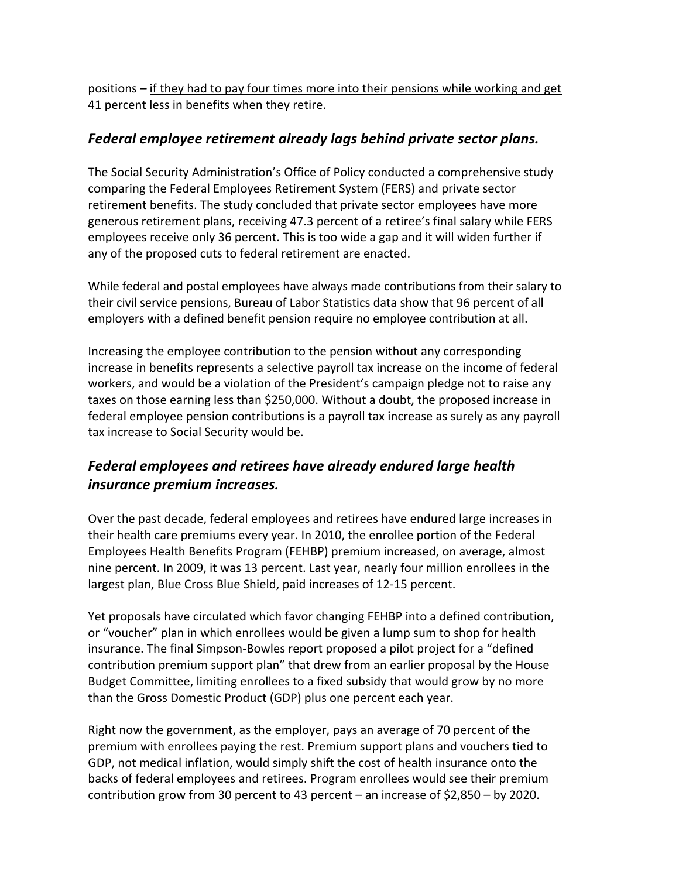positions – <u>if they had to pay four times more into their pensions while working and get 41 percent less in benefits when they retire.</u>

### *Federal employee retirement already lags behind private sector plans.*

The Social Security Administration's Office of Policy conducted a comprehensive study comparing the Federal Employees Retirement System (FERS) and private sector retirement benefits. The study concluded that private sector employees have more generous retirement plans, receiving 47.3 percent of a retiree's final salary while FERS employees receive only 36 percent. This is too wide a gap and it will widen further if any of the proposed cuts to federal retirement are enacted.

While federal and postal employees have always made contributions from their salary to their civil service pensions, Bureau of Labor Statistics data show that 96 percent of all employers with a defined benefit pension require <u>no employee contribution</u> at all.

Increasing the employee contribution to the pension without any corresponding increase in benefits represents a selective payroll tax increase on the income of federal workers, and would be a violation of the President's campaign pledge not to raise any taxes on those earning less than $250,000. Without a doubt, the proposed increase in federal employee pension contributions is a payroll tax increase as surely as any payroll tax increase to Social Security would be.

### *Federal employees and retirees have already endured large health insurance premium increases.*

Over the past decade, federal employees and retirees have endured large increases in their health care premiums every year. In 2010, the enrollee portion of the Federal Employees Health Benefits Program (FEHBP) premium increased, on average, almost nine percent. In 2009, it was 13 percent. Last year, nearly four million enrollees in the largest plan, Blue Cross Blue Shield, paid increases of 12-15 percent.

Yet proposals have circulated which favor changing FEHBP into a defined contribution, or "voucher" plan in which enrollees would be given a lump sum to shop for health insurance. The final Simpson-Bowles report proposed a pilot project for a "defined contribution premium support plan" that drew from an earlier proposal by the House Budget Committee, limiting enrollees to a fixed subsidy that would grow by no more than the Gross Domestic Product (GDP) plus one percent each year.

Right now the government, as the employer, pays an average of 70 percent of the premium with enrollees paying the rest. Premium support plans and vouchers tied to GDP, not medical inflation, would simply shift the cost of health insurance onto the backs of federal employees and retirees. Program enrollees would see their premium contribution grow from 30 percent to 43 percent – an increase of $2,850 – by 2020.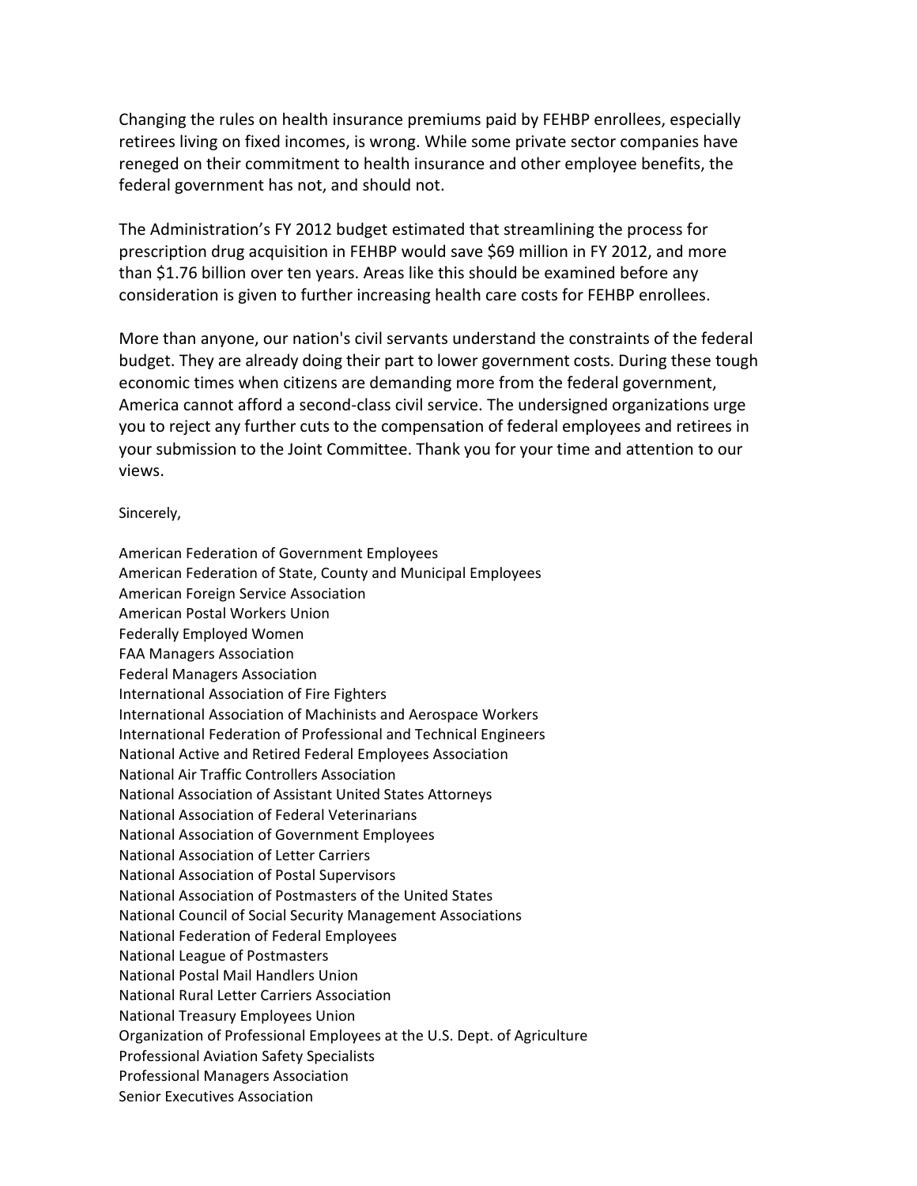Changing the rules on health insurance premiums paid by FEHBP enrollees, especially retirees living on fixed incomes, is wrong. While some private sector companies have reneged on their commitment to health insurance and other employee benefits, the federal government has not, and should not.

The Administration's FY 2012 budget estimated that streamlining the process for prescription drug acquisition in FEHBP would save $69 million in FY 2012, and more than $1.76 billion over ten years. Areas like this should be examined before any consideration is given to further increasing health care costs for FEHBP enrollees.

More than anyone, our nation's civil servants understand the constraints of the federal budget. They are already doing their part to lower government costs. During these tough economic times when citizens are demanding more from the federal government, America cannot afford a second-class civil service. The undersigned organizations urge you to reject any further cuts to the compensation of federal employees and retirees in your submission to the Joint Committee. Thank you for your time and attention to our views.

Sincerely,

American Federation of Government Employees
American Federation of State, County and Municipal Employees
American Foreign Service Association
American Postal Workers Union
Federally Employed Women
FAA Managers Association
Federal Managers Association
International Association of Fire Fighters
International Association of Machinists and Aerospace Workers
International Federation of Professional and Technical Engineers
National Active and Retired Federal Employees Association
National Air Traffic Controllers Association
National Association of Assistant United States Attorneys
National Association of Federal Veterinarians
National Association of Government Employees
National Association of Letter Carriers
National Association of Postal Supervisors
National Association of Postmasters of the United States
National Council of Social Security Management Associations
National Federation of Federal Employees
National League of Postmasters
National Postal Mail Handlers Union
National Rural Letter Carriers Association
National Treasury Employees Union
Organization of Professional Employees at the U.S. Dept. of Agriculture
Professional Aviation Safety Specialists
Professional Managers Association
Senior Executives Association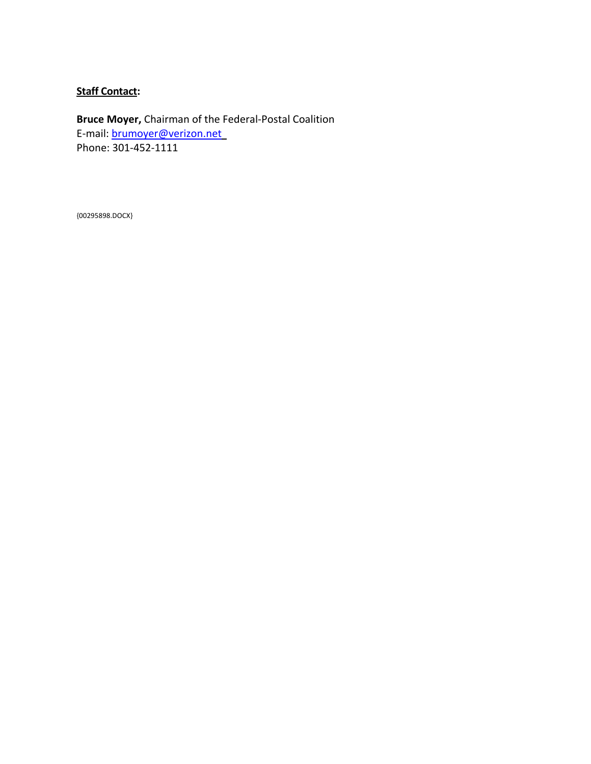**<u>Staff Contact</u>:**

**Bruce Moyer,** Chairman of the Federal-Postal Coalition
E-mail: brumoyer@verizon.net
Phone: 301-452-1111

{00295898.DOCX}